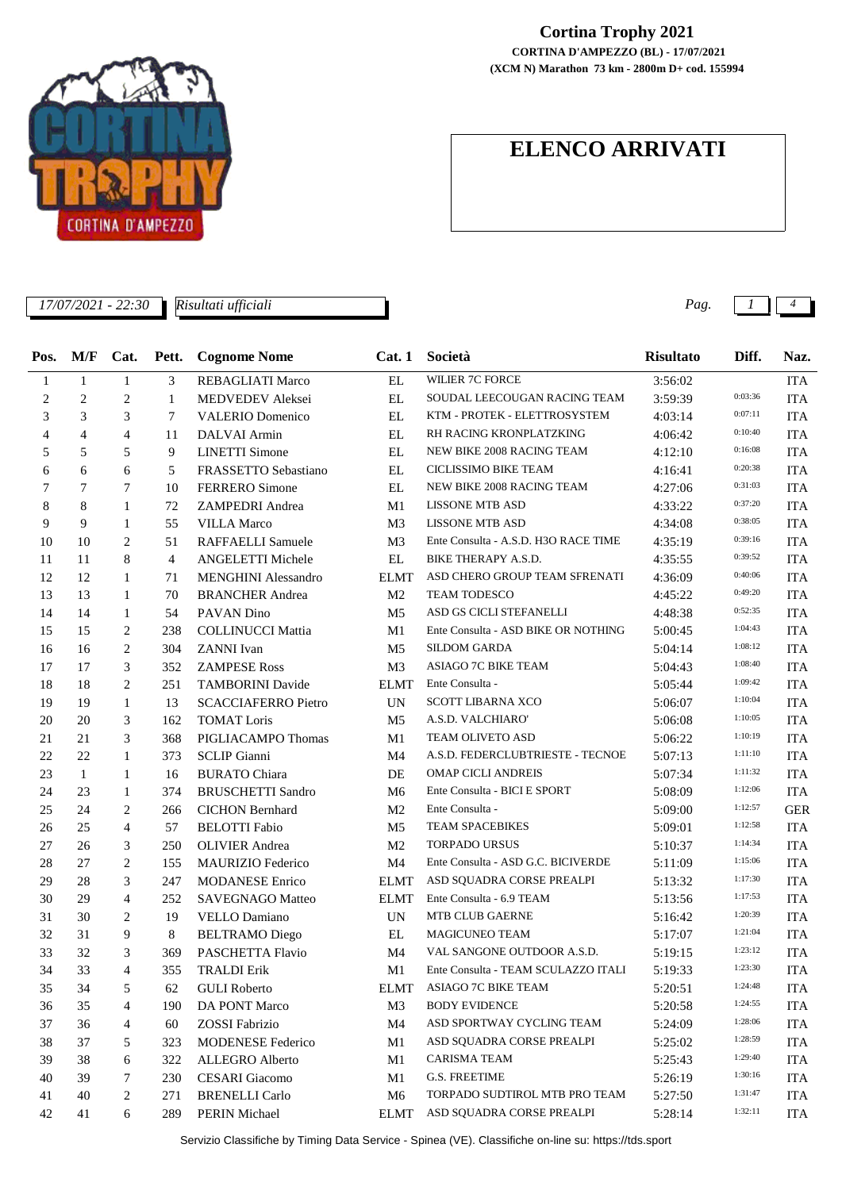**Cortina Trophy 2021**

**CORTINA D'AMPEZZO (BL) - 17/07/2021**

**(XCM N) Marathon 73 km - 2800m D+ cod. 155994**

# ELENCO ARRIVATI

*17/07/2021 - 22:30* *Risultati ufficiali*

| Pos. | M/F | Cat. | Pett. | Cognome Nome | Cat. 1 | Società | Risultato | Diff. | Naz. |
|---|---|---|---|---|---|---|---|---|---|
| 1 | 1 | 1 | 3 | REBAGLIATI Marco | EL | WILIER 7C FORCE | 3:56:02 | | ITA |
| 2 | 2 | 2 | 1 | MEDVEDEV Aleksei | EL | SOUDAL LEECOUGAN RACING TEAM | 3:59:39 | 0:03:36 | ITA |
| 3 | 3 | 3 | 7 | VALERIO Domenico | EL | KTM - PROTEK - ELETTROSYSTEM | 4:03:14 | 0:07:11 | ITA |
| 4 | 4 | 4 | 11 | DALVAI Armin | EL | RH RACING KRONPLATZKING | 4:06:42 | 0:10:40 | ITA |
| 5 | 5 | 5 | 9 | LINETTI Simone | EL | NEW BIKE 2008 RACING TEAM | 4:12:10 | 0:16:08 | ITA |
| 6 | 6 | 6 | 5 | FRASSETTO Sebastiano | EL | CICLISSIMO BIKE TEAM | 4:16:41 | 0:20:38 | ITA |
| 7 | 7 | 7 | 10 | FERRERO Simone | EL | NEW BIKE 2008 RACING TEAM | 4:27:06 | 0:31:03 | ITA |
| 8 | 8 | 1 | 72 | ZAMPEDRI Andrea | M1 | LISSONE MTB ASD | 4:33:22 | 0:37:20 | ITA |
| 9 | 9 | 1 | 55 | VILLA Marco | M3 | LISSONE MTB ASD | 4:34:08 | 0:38:05 | ITA |
| 10 | 10 | 2 | 51 | RAFFAELLI Samuele | M3 | Ente Consulta - A.S.D. H3O RACE TIME | 4:35:19 | 0:39:16 | ITA |
| 11 | 11 | 8 | 4 | ANGELETTI Michele | EL | BIKE THERAPY A.S.D. | 4:35:55 | 0:39:52 | ITA |
| 12 | 12 | 1 | 71 | MENGHINI Alessandro | ELMT | ASD CHERO GROUP TEAM SFRENATI | 4:36:09 | 0:40:06 | ITA |
| 13 | 13 | 1 | 70 | BRANCHER Andrea | M2 | TEAM TODESCO | 4:45:22 | 0:49:20 | ITA |
| 14 | 14 | 1 | 54 | PAVAN Dino | M5 | ASD GS CICLI STEFANELLI | 4:48:38 | 0:52:35 | ITA |
| 15 | 15 | 2 | 238 | COLLINUCCI Mattia | M1 | Ente Consulta - ASD BIKE OR NOTHING | 5:00:45 | 1:04:43 | ITA |
| 16 | 16 | 2 | 304 | ZANNI Ivan | M5 | SILDOM GARDA | 5:04:14 | 1:08:12 | ITA |
| 17 | 17 | 3 | 352 | ZAMPESE Ross | M3 | ASIAGO 7C BIKE TEAM | 5:04:43 | 1:08:40 | ITA |
| 18 | 18 | 2 | 251 | TAMBORINI Davide | ELMT | Ente Consulta - | 5:05:44 | 1:09:42 | ITA |
| 19 | 19 | 1 | 13 | SCACCIAFERRO Pietro | UN | SCOTT LIBARNA XCO | 5:06:07 | 1:10:04 | ITA |
| 20 | 20 | 3 | 162 | TOMAT Loris | M5 | A.S.D. VALCHIARO' | 5:06:08 | 1:10:05 | ITA |
| 21 | 21 | 3 | 368 | PIGLIACAMPO Thomas | M1 | TEAM OLIVETO ASD | 5:06:22 | 1:10:19 | ITA |
| 22 | 22 | 1 | 373 | SCLIP Gianni | M4 | A.S.D. FEDERCLUBTRIESTE - TECNOE | 5:07:13 | 1:11:10 | ITA |
| 23 | 1 | 1 | 16 | BURATO Chiara | DE | OMAP CICLI ANDREIS | 5:07:34 | 1:11:32 | ITA |
| 24 | 23 | 1 | 374 | BRUSCHETTI Sandro | M6 | Ente Consulta - BICI E SPORT | 5:08:09 | 1:12:06 | ITA |
| 25 | 24 | 2 | 266 | CICHON Bernhard | M2 | Ente Consulta - | 5:09:00 | 1:12:57 | GER |
| 26 | 25 | 4 | 57 | BELOTTI Fabio | M5 | TEAM SPACEBIKES | 5:09:01 | 1:12:58 | ITA |
| 27 | 26 | 3 | 250 | OLIVIER Andrea | M2 | TORPADO URSUS | 5:10:37 | 1:14:34 | ITA |
| 28 | 27 | 2 | 155 | MAURIZIO Federico | M4 | Ente Consulta - ASD G.C. BICIVERDE | 5:11:09 | 1:15:06 | ITA |
| 29 | 28 | 3 | 247 | MODANESE Enrico | ELMT | ASD SQUADRA CORSE PREALPI | 5:13:32 | 1:17:30 | ITA |
| 30 | 29 | 4 | 252 | SAVEGNAGO Matteo | ELMT | Ente Consulta - 6.9 TEAM | 5:13:56 | 1:17:53 | ITA |
| 31 | 30 | 2 | 19 | VELLO Damiano | UN | MTB CLUB GAERNE | 5:16:42 | 1:20:39 | ITA |
| 32 | 31 | 9 | 8 | BELTRAMO Diego | EL | MAGICUNEO TEAM | 5:17:07 | 1:21:04 | ITA |
| 33 | 32 | 3 | 369 | PASCHETTA Flavio | M4 | VAL SANGONE OUTDOOR A.S.D. | 5:19:15 | 1:23:12 | ITA |
| 34 | 33 | 4 | 355 | TRALDI Erik | M1 | Ente Consulta - TEAM SCULAZZO ITALI | 5:19:33 | 1:23:30 | ITA |
| 35 | 34 | 5 | 62 | GULI Roberto | ELMT | ASIAGO 7C BIKE TEAM | 5:20:51 | 1:24:48 | ITA |
| 36 | 35 | 4 | 190 | DA PONT Marco | M3 | BODY EVIDENCE | 5:20:58 | 1:24:55 | ITA |
| 37 | 36 | 4 | 60 | ZOSSI Fabrizio | M4 | ASD SPORTWAY CYCLING TEAM | 5:24:09 | 1:28:06 | ITA |
| 38 | 37 | 5 | 323 | MODENESE Federico | M1 | ASD SQUADRA CORSE PREALPI | 5:25:02 | 1:28:59 | ITA |
| 39 | 38 | 6 | 322 | ALLEGRO Alberto | M1 | CARISMA TEAM | 5:25:43 | 1:29:40 | ITA |
| 40 | 39 | 7 | 230 | CESARI Giacomo | M1 | G.S. FREETIME | 5:26:19 | 1:30:16 | ITA |
| 41 | 40 | 2 | 271 | BRENELLI Carlo | M6 | TORPADO SUDTIROL MTB PRO TEAM | 5:27:50 | 1:31:47 | ITA |
| 42 | 41 | 6 | 289 | PERIN Michael | ELMT | ASD SQUADRA CORSE PREALPI | 5:28:14 | 1:32:11 | ITA |

Servizio Classifiche by Timing Data Service - Spinea (VE). Classifiche on-line su: https://tds.sport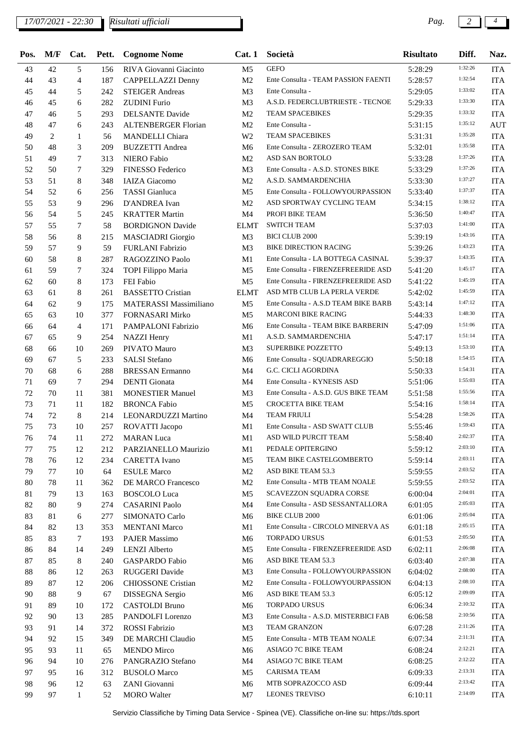*17/07/2021 - 22:30* *Risultati ufficiali*

| Pos. | M/F | Cat. | Pett. | Cognome Nome | Cat. 1 | Società | Risultato | Diff. | Naz. |
|---|---|---|---|---|---|---|---|---|---|
| 43 | 42 | 5 | 156 | RIVA Giovanni Giacinto | M5 | GEFO | 5:28:29 | 1:32:26 | ITA |
| 44 | 43 | 4 | 187 | CAPPELLAZZI Denny | M2 | Ente Consulta - TEAM PASSION FAENTI | 5:28:57 | 1:32:54 | ITA |
| 45 | 44 | 5 | 242 | STEIGER Andreas | M3 | Ente Consulta - | 5:29:05 | 1:33:02 | ITA |
| 46 | 45 | 6 | 282 | ZUDINI Furio | M3 | A.S.D. FEDERCLUBTRIESTE - TECNOE | 5:29:33 | 1:33:30 | ITA |
| 47 | 46 | 5 | 293 | DELSANTE Davide | M2 | TEAM SPACEBIKES | 5:29:35 | 1:33:32 | ITA |
| 48 | 47 | 6 | 243 | ALTENBERGER Florian | M2 | Ente Consulta - | 5:31:15 | 1:35:12 | AUT |
| 49 | 2 | 1 | 56 | MANDELLI Chiara | W2 | TEAM SPACEBIKES | 5:31:31 | 1:35:28 | ITA |
| 50 | 48 | 3 | 209 | BUZZETTI Andrea | M6 | Ente Consulta - ZEROZERO TEAM | 5:32:01 | 1:35:58 | ITA |
| 51 | 49 | 7 | 313 | NIERO Fabio | M2 | ASD SAN BORTOLO | 5:33:28 | 1:37:26 | ITA |
| 52 | 50 | 7 | 329 | FINESSO Federico | M3 | Ente Consulta - A.S.D. STONES BIKE | 5:33:29 | 1:37:26 | ITA |
| 53 | 51 | 8 | 348 | IAIZA Giacomo | M2 | A.S.D. SAMMARDENCHIA | 5:33:30 | 1:37:27 | ITA |
| 54 | 52 | 6 | 256 | TASSI Gianluca | M5 | Ente Consulta - FOLLOWYOURPASSION | 5:33:40 | 1:37:37 | ITA |
| 55 | 53 | 9 | 296 | D'ANDREA Ivan | M2 | ASD SPORTWAY CYCLING TEAM | 5:34:15 | 1:38:12 | ITA |
| 56 | 54 | 5 | 245 | KRATTER Martin | M4 | PROFI BIKE TEAM | 5:36:50 | 1:40:47 | ITA |
| 57 | 55 | 7 | 58 | BORDIGNON Davide | ELMT | SWITCH TEAM | 5:37:03 | 1:41:00 | ITA |
| 58 | 56 | 8 | 215 | MASCIADRI Giorgio | M3 | BICI CLUB 2000 | 5:39:19 | 1:43:16 | ITA |
| 59 | 57 | 9 | 59 | FURLANI Fabrizio | M3 | BIKE DIRECTION RACING | 5:39:26 | 1:43:23 | ITA |
| 60 | 58 | 8 | 287 | RAGOZZINO Paolo | M1 | Ente Consulta - LA BOTTEGA CASINAL | 5:39:37 | 1:43:35 | ITA |
| 61 | 59 | 7 | 324 | TOPI Filippo Maria | M5 | Ente Consulta - FIRENZEFREERIDE ASD | 5:41:20 | 1:45:17 | ITA |
| 62 | 60 | 8 | 173 | FEI Fabio | M5 | Ente Consulta - FIRENZEFREERIDE ASD | 5:41:22 | 1:45:19 | ITA |
| 63 | 61 | 8 | 261 | BASSETTO Cristian | ELMT | ASD MTB CLUB LA PERLA VERDE | 5:42:02 | 1:45:59 | ITA |
| 64 | 62 | 9 | 175 | MATERASSI Massimiliano | M5 | Ente Consulta - A.S.D TEAM BIKE BARB | 5:43:14 | 1:47:12 | ITA |
| 65 | 63 | 10 | 377 | FORNASARI Mirko | M5 | MARCONI BIKE RACING | 5:44:33 | 1:48:30 | ITA |
| 66 | 64 | 4 | 171 | PAMPALONI Fabrizio | M6 | Ente Consulta - TEAM BIKE BARBERIN | 5:47:09 | 1:51:06 | ITA |
| 67 | 65 | 9 | 254 | NAZZI Henry | M1 | A.S.D. SAMMARDENCHIA | 5:47:17 | 1:51:14 | ITA |
| 68 | 66 | 10 | 269 | PIVATO Mauro | M3 | SUPERBIKE POZZETTO | 5:49:13 | 1:53:10 | ITA |
| 69 | 67 | 5 | 233 | SALSI Stefano | M6 | Ente Consulta - SQUADRAREGGIO | 5:50:18 | 1:54:15 | ITA |
| 70 | 68 | 6 | 288 | BRESSAN Ermanno | M4 | G.C. CICLI AGORDINA | 5:50:33 | 1:54:31 | ITA |
| 71 | 69 | 7 | 294 | DENTI Gionata | M4 | Ente Consulta - KYNESIS ASD | 5:51:06 | 1:55:03 | ITA |
| 72 | 70 | 11 | 381 | MONESTIER Manuel | M3 | Ente Consulta - A.S.D. GUS BIKE TEAM | 5:51:58 | 1:55:56 | ITA |
| 73 | 71 | 11 | 182 | BRONCA Fabio | M5 | CROCETTA BIKE TEAM | 5:54:16 | 1:58:14 | ITA |
| 74 | 72 | 8 | 214 | LEONARDUZZI Martino | M4 | TEAM FRIULI | 5:54:28 | 1:58:26 | ITA |
| 75 | 73 | 10 | 257 | ROVATTI Jacopo | M1 | Ente Consulta - ASD SWATT CLUB | 5:55:46 | 1:59:43 | ITA |
| 76 | 74 | 11 | 272 | MARAN Luca | M1 | ASD WILD PURCIT TEAM | 5:58:40 | 2:02:37 | ITA |
| 77 | 75 | 12 | 212 | PARZIANELLO Maurizio | M1 | PEDALE OPITERGINO | 5:59:12 | 2:03:10 | ITA |
| 78 | 76 | 12 | 234 | CARETTA Ivano | M5 | TEAM BIKE CASTELGOMBERTO | 5:59:14 | 2:03:11 | ITA |
| 79 | 77 | 10 | 64 | ESULE Marco | M2 | ASD BIKE TEAM 53.3 | 5:59:55 | 2:03:52 | ITA |
| 80 | 78 | 11 | 362 | DE MARCO Francesco | M2 | Ente Consulta - MTB TEAM NOALE | 5:59:55 | 2:03:52 | ITA |
| 81 | 79 | 13 | 163 | BOSCOLO Luca | M5 | SCAVEZZON SQUADRA CORSE | 6:00:04 | 2:04:01 | ITA |
| 82 | 80 | 9 | 274 | CASARINI Paolo | M4 | Ente Consulta - ASD SESSANTALLORA | 6:01:05 | 2:05:03 | ITA |
| 83 | 81 | 6 | 277 | SIMONATO Carlo | M6 | BIKE CLUB 2000 | 6:01:06 | 2:05:04 | ITA |
| 84 | 82 | 13 | 353 | MENTANI Marco | M1 | Ente Consulta - CIRCOLO MINERVA AS | 6:01:18 | 2:05:15 | ITA |
| 85 | 83 | 7 | 193 | PAJER Massimo | M6 | TORPADO URSUS | 6:01:53 | 2:05:50 | ITA |
| 86 | 84 | 14 | 249 | LENZI Alberto | M5 | Ente Consulta - FIRENZEFREERIDE ASD | 6:02:11 | 2:06:08 | ITA |
| 87 | 85 | 8 | 240 | GASPARDO Fabio | M6 | ASD BIKE TEAM 53.3 | 6:03:40 | 2:07:38 | ITA |
| 88 | 86 | 12 | 263 | RUGGERI Davide | M3 | Ente Consulta - FOLLOWYOURPASSION | 6:04:02 | 2:08:00 | ITA |
| 89 | 87 | 12 | 206 | CHIOSSONE Cristian | M2 | Ente Consulta - FOLLOWYOURPASSION | 6:04:13 | 2:08:10 | ITA |
| 90 | 88 | 9 | 67 | DISSEGNA Sergio | M6 | ASD BIKE TEAM 53.3 | 6:05:12 | 2:09:09 | ITA |
| 91 | 89 | 10 | 172 | CASTOLDI Bruno | M6 | TORPADO URSUS | 6:06:34 | 2:10:32 | ITA |
| 92 | 90 | 13 | 285 | PANDOLFI Lorenzo | M3 | Ente Consulta - A.S.D. MISTERBICI FAB | 6:06:58 | 2:10:56 | ITA |
| 93 | 91 | 14 | 372 | ROSSI Fabrizio | M3 | TEAM GRANZON | 6:07:28 | 2:11:26 | ITA |
| 94 | 92 | 15 | 349 | DE MARCHI Claudio | M5 | Ente Consulta - MTB TEAM NOALE | 6:07:34 | 2:11:31 | ITA |
| 95 | 93 | 11 | 65 | MENDO Mirco | M6 | ASIAGO 7C BIKE TEAM | 6:08:24 | 2:12:21 | ITA |
| 96 | 94 | 10 | 276 | PANGRAZIO Stefano | M4 | ASIAGO 7C BIKE TEAM | 6:08:25 | 2:12:22 | ITA |
| 97 | 95 | 16 | 312 | BUSOLO Marco | M5 | CARISMA TEAM | 6:09:33 | 2:13:31 | ITA |
| 98 | 96 | 12 | 63 | ZANI Giovanni | M6 | MTB SOPRAZOCCO ASD | 6:09:44 | 2:13:42 | ITA |
| 99 | 97 | 1 | 52 | MORO Walter | M7 | LEONES TREVISO | 6:10:11 | 2:14:09 | ITA |

Servizio Classifiche by Timing Data Service - Spinea (VE). Classifiche on-line su: https://tds.sport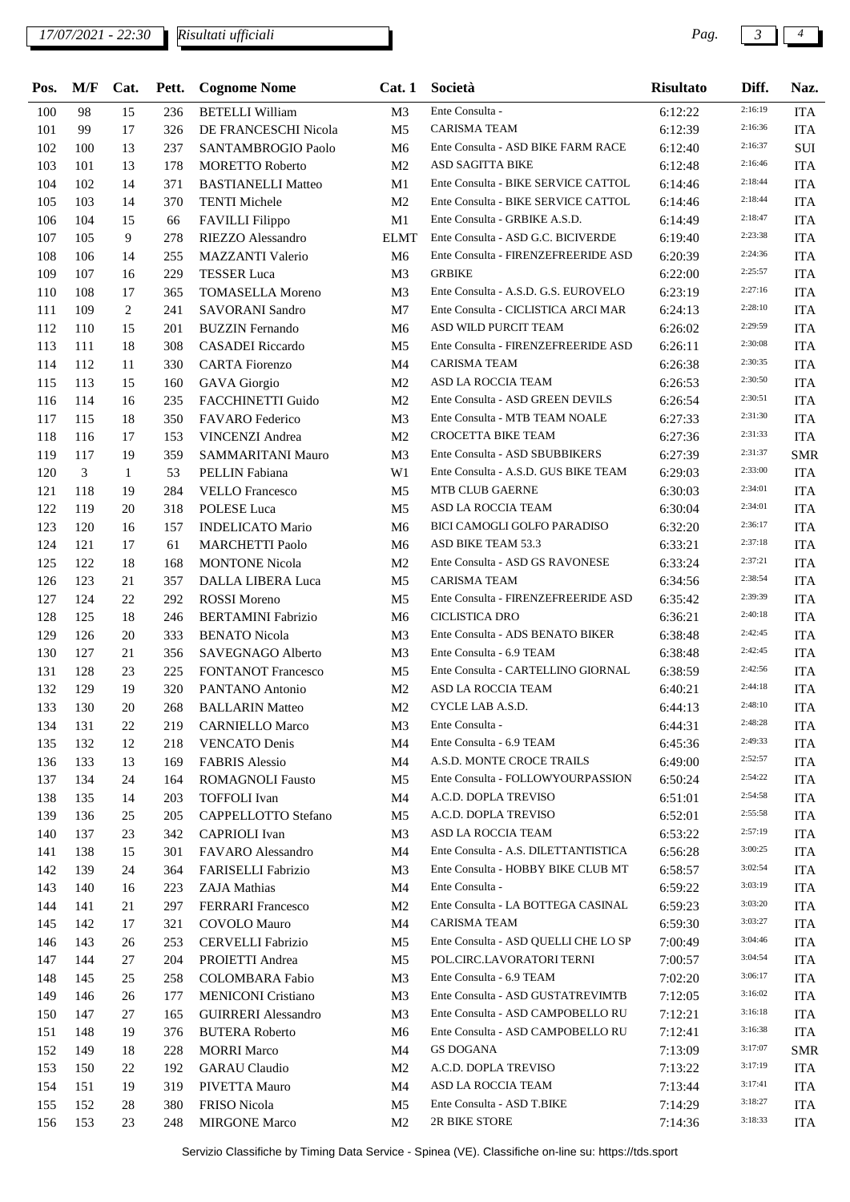*17/07/2021 - 22:30* *Risultati ufficiali*

| Pos. | M/F | Cat. | Pett. | Cognome Nome | Cat. 1 | Società | Risultato | Diff. | Naz. |
|---|---|---|---|---|---|---|---|---|---|
| 100 | 98 | 15 | 236 | BETELLI William | M3 | Ente Consulta - | 6:12:22 | 2:16:19 | ITA |
| 101 | 99 | 17 | 326 | DE FRANCESCHI Nicola | M5 | CARISMA TEAM | 6:12:39 | 2:16:36 | ITA |
| 102 | 100 | 13 | 237 | SANTAMBROGIO Paolo | M6 | Ente Consulta - ASD BIKE FARM RACE | 6:12:40 | 2:16:37 | SUI |
| 103 | 101 | 13 | 178 | MORETTO Roberto | M2 | ASD SAGITTA BIKE | 6:12:48 | 2:16:46 | ITA |
| 104 | 102 | 14 | 371 | BASTIANELLI Matteo | M1 | Ente Consulta - BIKE SERVICE CATTOL | 6:14:46 | 2:18:44 | ITA |
| 105 | 103 | 14 | 370 | TENTI Michele | M2 | Ente Consulta - BIKE SERVICE CATTOL | 6:14:46 | 2:18:44 | ITA |
| 106 | 104 | 15 | 66 | FAVILLI Filippo | M1 | Ente Consulta - GRBIKE A.S.D. | 6:14:49 | 2:18:47 | ITA |
| 107 | 105 | 9 | 278 | RIEZZO Alessandro | ELMT | Ente Consulta - ASD G.C. BICIVERDE | 6:19:40 | 2:23:38 | ITA |
| 108 | 106 | 14 | 255 | MAZZANTI Valerio | M6 | Ente Consulta - FIRENZEFREERIDE ASD | 6:20:39 | 2:24:36 | ITA |
| 109 | 107 | 16 | 229 | TESSER Luca | M3 | GRBIKE | 6:22:00 | 2:25:57 | ITA |
| 110 | 108 | 17 | 365 | TOMASELLA Moreno | M3 | Ente Consulta - A.S.D. G.S. EUROVELO | 6:23:19 | 2:27:16 | ITA |
| 111 | 109 | 2 | 241 | SAVORANI Sandro | M7 | Ente Consulta - CICLISTICA ARCI MAR | 6:24:13 | 2:28:10 | ITA |
| 112 | 110 | 15 | 201 | BUZZIN Fernando | M6 | ASD WILD PURCIT TEAM | 6:26:02 | 2:29:59 | ITA |
| 113 | 111 | 18 | 308 | CASADEI Riccardo | M5 | Ente Consulta - FIRENZEFREERIDE ASD | 6:26:11 | 2:30:08 | ITA |
| 114 | 112 | 11 | 330 | CARTA Fiorenzo | M4 | CARISMA TEAM | 6:26:38 | 2:30:35 | ITA |
| 115 | 113 | 15 | 160 | GAVA Giorgio | M2 | ASD LA ROCCIA TEAM | 6:26:53 | 2:30:50 | ITA |
| 116 | 114 | 16 | 235 | FACCHINETTI Guido | M2 | Ente Consulta - ASD GREEN DEVILS | 6:26:54 | 2:30:51 | ITA |
| 117 | 115 | 18 | 350 | FAVARO Federico | M3 | Ente Consulta - MTB TEAM NOALE | 6:27:33 | 2:31:30 | ITA |
| 118 | 116 | 17 | 153 | VINCENZI Andrea | M2 | CROCETTA BIKE TEAM | 6:27:36 | 2:31:33 | ITA |
| 119 | 117 | 19 | 359 | SAMMARITANI Mauro | M3 | Ente Consulta - ASD SBUBBIKERS | 6:27:39 | 2:31:37 | SMR |
| 120 | 3 | 1 | 53 | PELLIN Fabiana | W1 | Ente Consulta - A.S.D. GUS BIKE TEAM | 6:29:03 | 2:33:00 | ITA |
| 121 | 118 | 19 | 284 | VELLO Francesco | M5 | MTB CLUB GAERNE | 6:30:03 | 2:34:01 | ITA |
| 122 | 119 | 20 | 318 | POLESE Luca | M5 | ASD LA ROCCIA TEAM | 6:30:04 | 2:34:01 | ITA |
| 123 | 120 | 16 | 157 | INDELICATO Mario | M6 | BICI CAMOGLI GOLFO PARADISO | 6:32:20 | 2:36:17 | ITA |
| 124 | 121 | 17 | 61 | MARCHETTI Paolo | M6 | ASD BIKE TEAM 53.3 | 6:33:21 | 2:37:18 | ITA |
| 125 | 122 | 18 | 168 | MONTONE Nicola | M2 | Ente Consulta - ASD GS RAVONESE | 6:33:24 | 2:37:21 | ITA |
| 126 | 123 | 21 | 357 | DALLA LIBERA Luca | M5 | CARISMA TEAM | 6:34:56 | 2:38:54 | ITA |
| 127 | 124 | 22 | 292 | ROSSI Moreno | M5 | Ente Consulta - FIRENZEFREERIDE ASD | 6:35:42 | 2:39:39 | ITA |
| 128 | 125 | 18 | 246 | BERTAMINI Fabrizio | M6 | CICLISTICA DRO | 6:36:21 | 2:40:18 | ITA |
| 129 | 126 | 20 | 333 | BENATO Nicola | M3 | Ente Consulta - ADS BENATO BIKER | 6:38:48 | 2:42:45 | ITA |
| 130 | 127 | 21 | 356 | SAVEGNAGO Alberto | M3 | Ente Consulta - 6.9 TEAM | 6:38:48 | 2:42:45 | ITA |
| 131 | 128 | 23 | 225 | FONTANOT Francesco | M5 | Ente Consulta - CARTELLINO GIORNAL | 6:38:59 | 2:42:56 | ITA |
| 132 | 129 | 19 | 320 | PANTANO Antonio | M2 | ASD LA ROCCIA TEAM | 6:40:21 | 2:44:18 | ITA |
| 133 | 130 | 20 | 268 | BALLARIN Matteo | M2 | CYCLE LAB A.S.D. | 6:44:13 | 2:48:10 | ITA |
| 134 | 131 | 22 | 219 | CARNIELLO Marco | M3 | Ente Consulta - | 6:44:31 | 2:48:28 | ITA |
| 135 | 132 | 12 | 218 | VENCATO Denis | M4 | Ente Consulta - 6.9 TEAM | 6:45:36 | 2:49:33 | ITA |
| 136 | 133 | 13 | 169 | FABRIS Alessio | M4 | A.S.D. MONTE CROCE TRAILS | 6:49:00 | 2:52:57 | ITA |
| 137 | 134 | 24 | 164 | ROMAGNOLI Fausto | M5 | Ente Consulta - FOLLOWYOURPASSION | 6:50:24 | 2:54:22 | ITA |
| 138 | 135 | 14 | 203 | TOFFOLI Ivan | M4 | A.C.D. DOPLA TREVISO | 6:51:01 | 2:54:58 | ITA |
| 139 | 136 | 25 | 205 | CAPPELLOTTO Stefano | M5 | A.C.D. DOPLA TREVISO | 6:52:01 | 2:55:58 | ITA |
| 140 | 137 | 23 | 342 | CAPRIOLI Ivan | M3 | ASD LA ROCCIA TEAM | 6:53:22 | 2:57:19 | ITA |
| 141 | 138 | 15 | 301 | FAVARO Alessandro | M4 | Ente Consulta - A.S. DILETTANTISTICA | 6:56:28 | 3:00:25 | ITA |
| 142 | 139 | 24 | 364 | FARISELLI Fabrizio | M3 | Ente Consulta - HOBBY BIKE CLUB MT | 6:58:57 | 3:02:54 | ITA |
| 143 | 140 | 16 | 223 | ZAJA Mathias | M4 | Ente Consulta - | 6:59:22 | 3:03:19 | ITA |
| 144 | 141 | 21 | 297 | FERRARI Francesco | M2 | Ente Consulta - LA BOTTEGA CASINAL | 6:59:23 | 3:03:20 | ITA |
| 145 | 142 | 17 | 321 | COVOLO Mauro | M4 | CARISMA TEAM | 6:59:30 | 3:03:27 | ITA |
| 146 | 143 | 26 | 253 | CERVELLI Fabrizio | M5 | Ente Consulta - ASD QUELLI CHE LO SP | 7:00:49 | 3:04:46 | ITA |
| 147 | 144 | 27 | 204 | PROIETTI Andrea | M5 | POL.CIRC.LAVORATORI TERNI | 7:00:57 | 3:04:54 | ITA |
| 148 | 145 | 25 | 258 | COLOMBARA Fabio | M3 | Ente Consulta - 6.9 TEAM | 7:02:20 | 3:06:17 | ITA |
| 149 | 146 | 26 | 177 | MENICONI Cristiano | M3 | Ente Consulta - ASD GUSTATREVIMTB | 7:12:05 | 3:16:02 | ITA |
| 150 | 147 | 27 | 165 | GUIRRERI Alessandro | M3 | Ente Consulta - ASD CAMPOBELLO RU | 7:12:21 | 3:16:18 | ITA |
| 151 | 148 | 19 | 376 | BUTERA Roberto | M6 | Ente Consulta - ASD CAMPOBELLO RU | 7:12:41 | 3:16:38 | ITA |
| 152 | 149 | 18 | 228 | MORRI Marco | M4 | GS DOGANA | 7:13:09 | 3:17:07 | SMR |
| 153 | 150 | 22 | 192 | GARAU Claudio | M2 | A.C.D. DOPLA TREVISO | 7:13:22 | 3:17:19 | ITA |
| 154 | 151 | 19 | 319 | PIVETTA Mauro | M4 | ASD LA ROCCIA TEAM | 7:13:44 | 3:17:41 | ITA |
| 155 | 152 | 28 | 380 | FRISO Nicola | M5 | Ente Consulta - ASD T.BIKE | 7:14:29 | 3:18:27 | ITA |
| 156 | 153 | 23 | 248 | MIRGONE Marco | M2 | 2R BIKE STORE | 7:14:36 | 3:18:33 | ITA |

Servizio Classifiche by Timing Data Service - Spinea (VE). Classifiche on-line su: https://tds.sport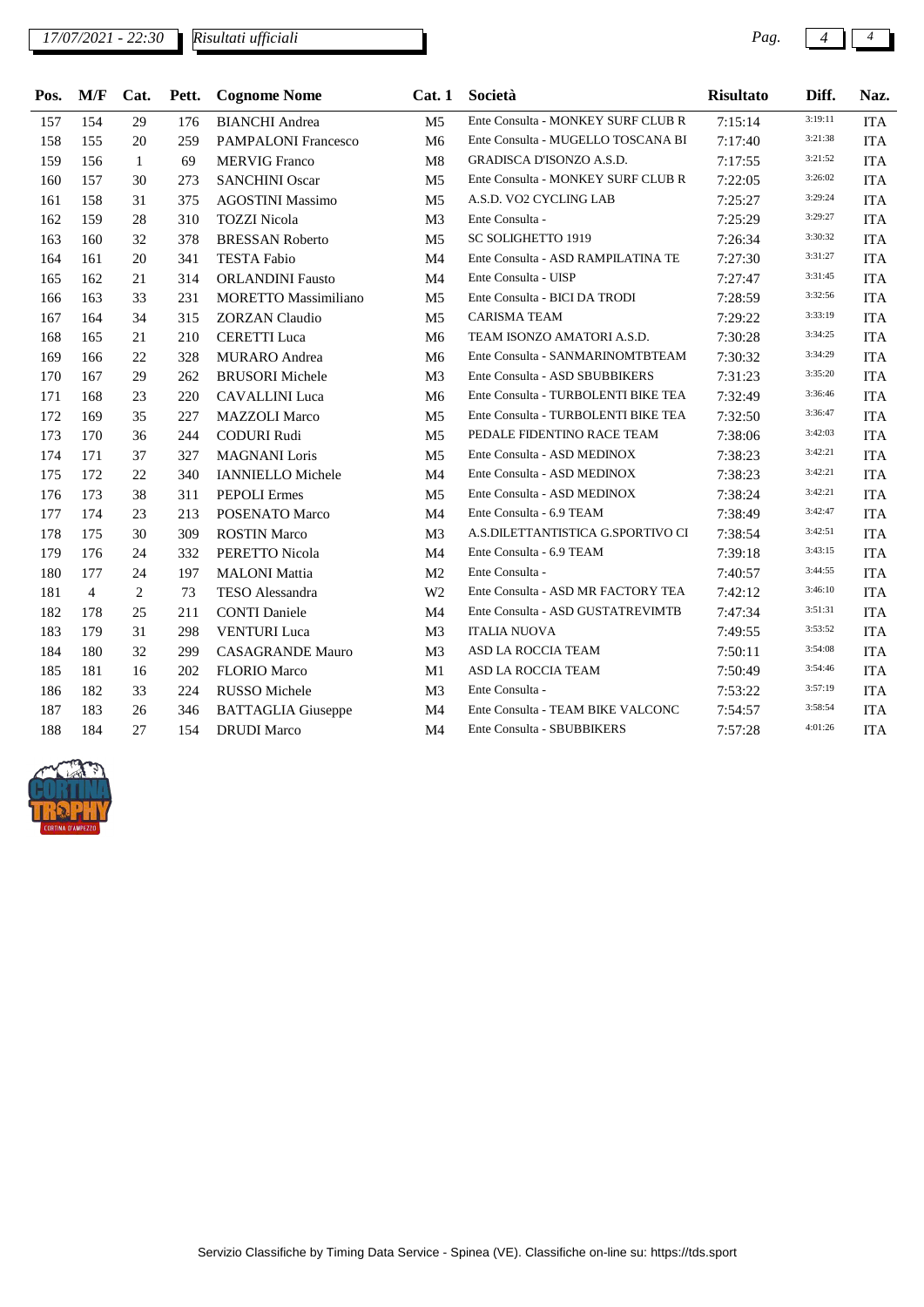| Pos. | M/F | Cat. | Pett. | Cognome Nome | Cat. 1 | Società | Risultato | Diff. | Naz. |
|---|---|---|---|---|---|---|---|---|---|
| 157 | 154 | 29 | 176 | BIANCHI Andrea | M5 | Ente Consulta - MONKEY SURF CLUB R | 7:15:14 | 3:19:11 | ITA |
| 158 | 155 | 20 | 259 | PAMPALONI Francesco | M6 | Ente Consulta - MUGELLO TOSCANA BI | 7:17:40 | 3:21:38 | ITA |
| 159 | 156 | 1 | 69 | MERVIG Franco | M8 | GRADISCA D'ISONZO A.S.D. | 7:17:55 | 3:21:52 | ITA |
| 160 | 157 | 30 | 273 | SANCHINI Oscar | M5 | Ente Consulta - MONKEY SURF CLUB R | 7:22:05 | 3:26:02 | ITA |
| 161 | 158 | 31 | 375 | AGOSTINI Massimo | M5 | A.S.D. VO2 CYCLING LAB | 7:25:27 | 3:29:24 | ITA |
| 162 | 159 | 28 | 310 | TOZZI Nicola | M3 | Ente Consulta - | 7:25:29 | 3:29:27 | ITA |
| 163 | 160 | 32 | 378 | BRESSAN Roberto | M5 | SC SOLIGHETTO 1919 | 7:26:34 | 3:30:32 | ITA |
| 164 | 161 | 20 | 341 | TESTA Fabio | M4 | Ente Consulta - ASD RAMPILATINA TE | 7:27:30 | 3:31:27 | ITA |
| 165 | 162 | 21 | 314 | ORLANDINI Fausto | M4 | Ente Consulta - UISP | 7:27:47 | 3:31:45 | ITA |
| 166 | 163 | 33 | 231 | MORETTO Massimiliano | M5 | Ente Consulta - BICI DA TRODI | 7:28:59 | 3:32:56 | ITA |
| 167 | 164 | 34 | 315 | ZORZAN Claudio | M5 | CARISMA TEAM | 7:29:22 | 3:33:19 | ITA |
| 168 | 165 | 21 | 210 | CERETTI Luca | M6 | TEAM ISONZO AMATORI A.S.D. | 7:30:28 | 3:34:25 | ITA |
| 169 | 166 | 22 | 328 | MURARO Andrea | M6 | Ente Consulta - SANMARINOMTBTEAM | 7:30:32 | 3:34:29 | ITA |
| 170 | 167 | 29 | 262 | BRUSORI Michele | M3 | Ente Consulta - ASD SBUBBIKERS | 7:31:23 | 3:35:20 | ITA |
| 171 | 168 | 23 | 220 | CAVALLINI Luca | M6 | Ente Consulta - TURBOLENTI BIKE TEA | 7:32:49 | 3:36:46 | ITA |
| 172 | 169 | 35 | 227 | MAZZOLI Marco | M5 | Ente Consulta - TURBOLENTI BIKE TEA | 7:32:50 | 3:36:47 | ITA |
| 173 | 170 | 36 | 244 | CODURI Rudi | M5 | PEDALE FIDENTINO RACE TEAM | 7:38:06 | 3:42:03 | ITA |
| 174 | 171 | 37 | 327 | MAGNANI Loris | M5 | Ente Consulta - ASD MEDINOX | 7:38:23 | 3:42:21 | ITA |
| 175 | 172 | 22 | 340 | IANNIELLO Michele | M4 | Ente Consulta - ASD MEDINOX | 7:38:23 | 3:42:21 | ITA |
| 176 | 173 | 38 | 311 | PEPOLI Ermes | M5 | Ente Consulta - ASD MEDINOX | 7:38:24 | 3:42:21 | ITA |
| 177 | 174 | 23 | 213 | POSENATO Marco | M4 | Ente Consulta - 6.9 TEAM | 7:38:49 | 3:42:47 | ITA |
| 178 | 175 | 30 | 309 | ROSTIN Marco | M3 | A.S.DILETTANTISTICA G.SPORTIVO CI | 7:38:54 | 3:42:51 | ITA |
| 179 | 176 | 24 | 332 | PERETTO Nicola | M4 | Ente Consulta - 6.9 TEAM | 7:39:18 | 3:43:15 | ITA |
| 180 | 177 | 24 | 197 | MALONI Mattia | M2 | Ente Consulta - | 7:40:57 | 3:44:55 | ITA |
| 181 | 4 | 2 | 73 | TESO Alessandra | W2 | Ente Consulta - ASD MR FACTORY TEA | 7:42:12 | 3:46:10 | ITA |
| 182 | 178 | 25 | 211 | CONTI Daniele | M4 | Ente Consulta - ASD GUSTATREVIMTB | 7:47:34 | 3:51:31 | ITA |
| 183 | 179 | 31 | 298 | VENTURI Luca | M3 | ITALIA NUOVA | 7:49:55 | 3:53:52 | ITA |
| 184 | 180 | 32 | 299 | CASAGRANDE Mauro | M3 | ASD LA ROCCIA TEAM | 7:50:11 | 3:54:08 | ITA |
| 185 | 181 | 16 | 202 | FLORIO Marco | M1 | ASD LA ROCCIA TEAM | 7:50:49 | 3:54:46 | ITA |
| 186 | 182 | 33 | 224 | RUSSO Michele | M3 | Ente Consulta - | 7:53:22 | 3:57:19 | ITA |
| 187 | 183 | 26 | 346 | BATTAGLIA Giuseppe | M4 | Ente Consulta - TEAM BIKE VALCONC | 7:54:57 | 3:58:54 | ITA |
| 188 | 184 | 27 | 154 | DRUDI Marco | M4 | Ente Consulta - SBUBBIKERS | 7:57:28 | 4:01:26 | ITA |

Servizio Classifiche by Timing Data Service - Spinea (VE). Classifiche on-line su: https://tds.sport